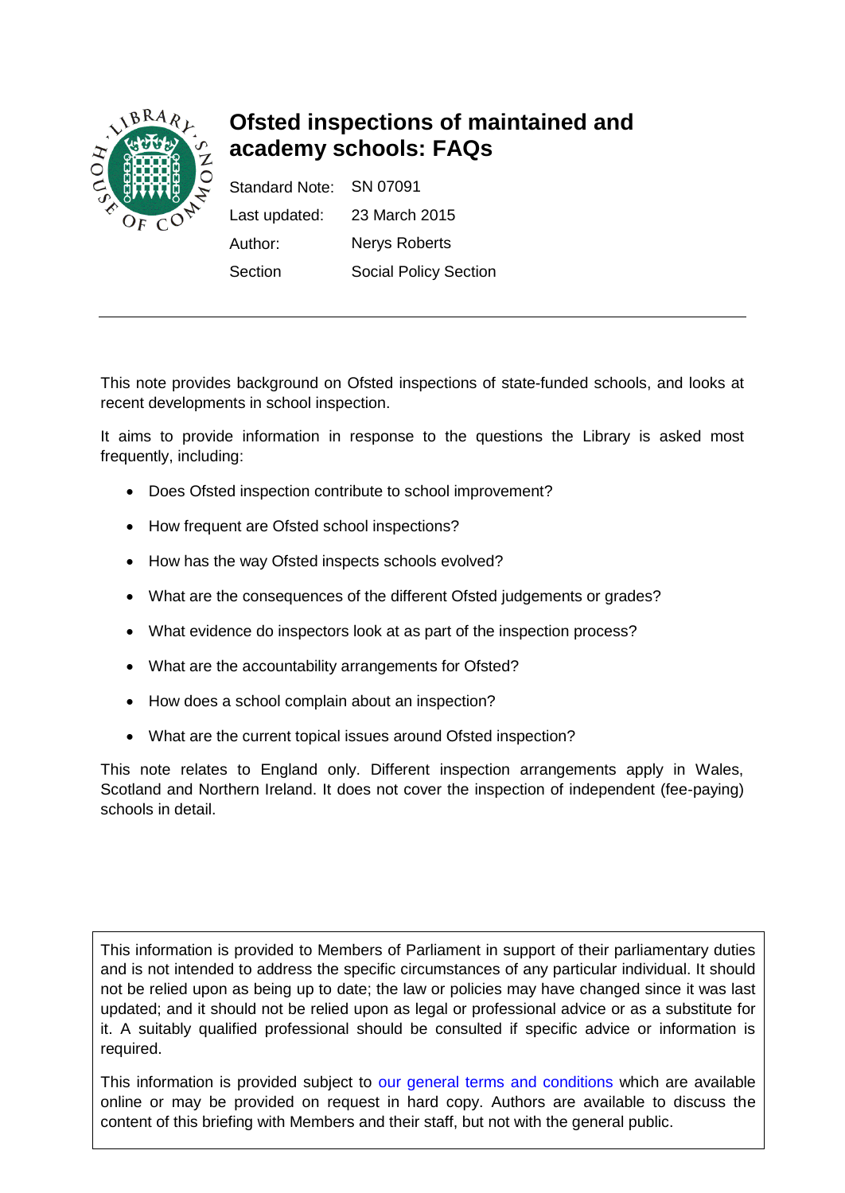# Ofsted inspections of maintained and academy schools: FAQs

| | |
|---|---|
| Standard Note: | SN 07091 |
| Last updated: | 23 March 2015 |
| Author: | Nerys Roberts |
| Section | Social Policy Section |

This note provides background on Ofsted inspections of state-funded schools, and looks at recent developments in school inspection.

It aims to provide information in response to the questions the Library is asked most frequently, including:

- Does Ofsted inspection contribute to school improvement?
- How frequent are Ofsted school inspections?
- How has the way Ofsted inspects schools evolved?
- What are the consequences of the different Ofsted judgements or grades?
- What evidence do inspectors look at as part of the inspection process?
- What are the accountability arrangements for Ofsted?
- How does a school complain about an inspection?
- What are the current topical issues around Ofsted inspection?

This note relates to England only. Different inspection arrangements apply in Wales, Scotland and Northern Ireland. It does not cover the inspection of independent (fee-paying) schools in detail.

This information is provided to Members of Parliament in support of their parliamentary duties and is not intended to address the specific circumstances of any particular individual. It should not be relied upon as being up to date; the law or policies may have changed since it was last updated; and it should not be relied upon as legal or professional advice or as a substitute for it. A suitably qualified professional should be consulted if specific advice or information is required.

This information is provided subject to our general terms and conditions which are available online or may be provided on request in hard copy. Authors are available to discuss the content of this briefing with Members and their staff, but not with the general public.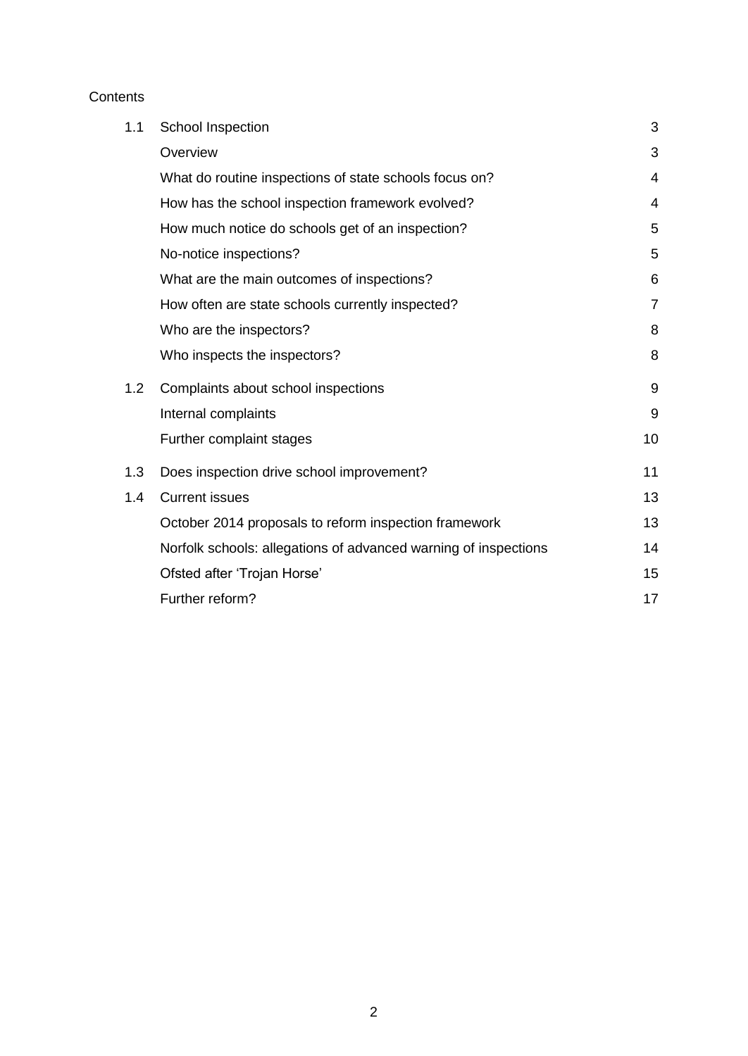Contents

| | | |
|---|---|---|
| 1.1 | School Inspection | 3 |
| | Overview | 3 |
| | What do routine inspections of state schools focus on? | 4 |
| | How has the school inspection framework evolved? | 4 |
| | How much notice do schools get of an inspection? | 5 |
| | No-notice inspections? | 5 |
| | What are the main outcomes of inspections? | 6 |
| | How often are state schools currently inspected? | 7 |
| | Who are the inspectors? | 8 |
| | Who inspects the inspectors? | 8 |
| 1.2 | Complaints about school inspections | 9 |
| | Internal complaints | 9 |
| | Further complaint stages | 10 |
| 1.3 | Does inspection drive school improvement? | 11 |
| 1.4 | Current issues | 13 |
| | October 2014 proposals to reform inspection framework | 13 |
| | Norfolk schools: allegations of advanced warning of inspections | 14 |
| | Ofsted after 'Trojan Horse' | 15 |
| | Further reform? | 17 |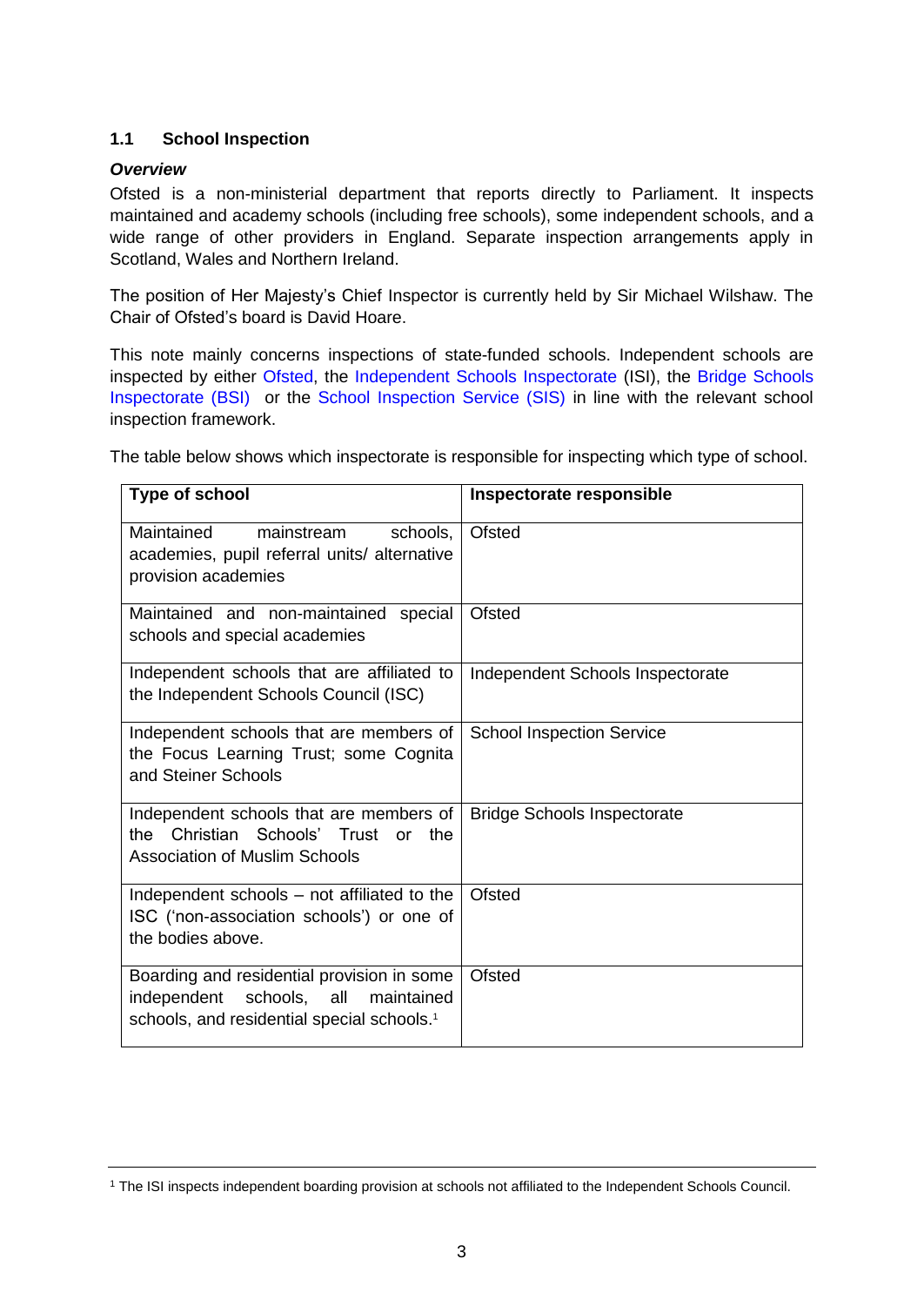### 1.1 School Inspection

***Overview***

Ofsted is a non-ministerial department that reports directly to Parliament. It inspects maintained and academy schools (including free schools), some independent schools, and a wide range of other providers in England. Separate inspection arrangements apply in Scotland, Wales and Northern Ireland.

The position of Her Majesty's Chief Inspector is currently held by Sir Michael Wilshaw. The Chair of Ofsted's board is David Hoare.

This note mainly concerns inspections of state-funded schools. Independent schools are inspected by either Ofsted, the Independent Schools Inspectorate (ISI), the Bridge Schools Inspectorate (BSI) or the School Inspection Service (SIS) in line with the relevant school inspection framework.

The table below shows which inspectorate is responsible for inspecting which type of school.

| Type of school | Inspectorate responsible |
|---|---|
| Maintained mainstream schools, academies, pupil referral units/ alternative provision academies | Ofsted |
| Maintained and non-maintained special schools and special academies | Ofsted |
| Independent schools that are affiliated to the Independent Schools Council (ISC) | Independent Schools Inspectorate |
| Independent schools that are members of the Focus Learning Trust; some Cognita and Steiner Schools | School Inspection Service |
| Independent schools that are members of the Christian Schools' Trust or the Association of Muslim Schools | Bridge Schools Inspectorate |
| Independent schools – not affiliated to the ISC ('non-association schools') or one of the bodies above. | Ofsted |
| Boarding and residential provision in some independent schools, all maintained schools, and residential special schools.[1] | Ofsted |

[1] The ISI inspects independent boarding provision at schools not affiliated to the Independent Schools Council.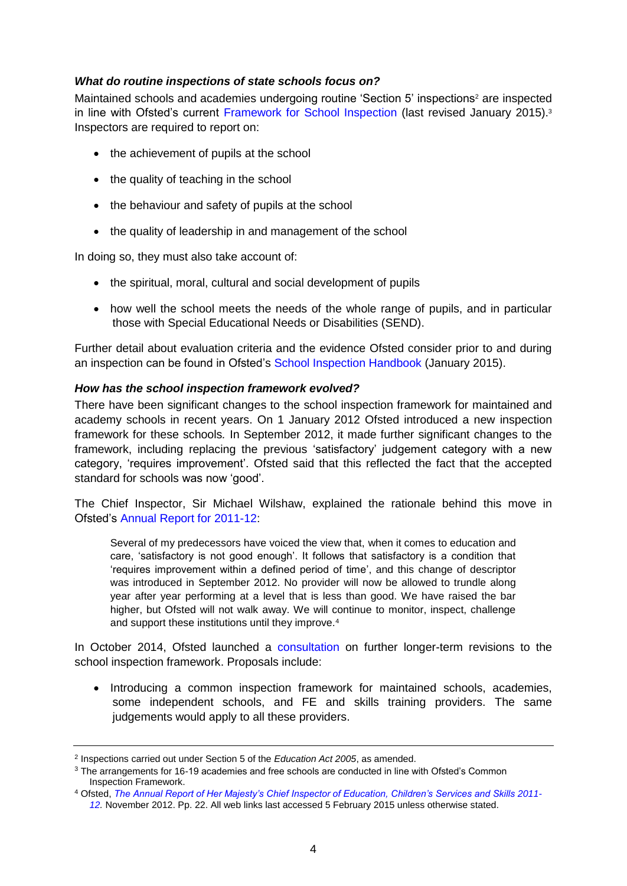### *What do routine inspections of state schools focus on?*

Maintained schools and academies undergoing routine 'Section 5' inspections[2] are inspected in line with Ofsted's current Framework for School Inspection (last revised January 2015).[3] Inspectors are required to report on:

- the achievement of pupils at the school
- the quality of teaching in the school
- the behaviour and safety of pupils at the school
- the quality of leadership in and management of the school

In doing so, they must also take account of:

- the spiritual, moral, cultural and social development of pupils
- how well the school meets the needs of the whole range of pupils, and in particular those with Special Educational Needs or Disabilities (SEND).

Further detail about evaluation criteria and the evidence Ofsted consider prior to and during an inspection can be found in Ofsted's School Inspection Handbook (January 2015).

### *How has the school inspection framework evolved?*

There have been significant changes to the school inspection framework for maintained and academy schools in recent years. On 1 January 2012 Ofsted introduced a new inspection framework for these schools. In September 2012, it made further significant changes to the framework, including replacing the previous 'satisfactory' judgement category with a new category, 'requires improvement'. Ofsted said that this reflected the fact that the accepted standard for schools was now 'good'.

The Chief Inspector, Sir Michael Wilshaw, explained the rationale behind this move in Ofsted's Annual Report for 2011-12:

> Several of my predecessors have voiced the view that, when it comes to education and care, 'satisfactory is not good enough'. It follows that satisfactory is a condition that 'requires improvement within a defined period of time', and this change of descriptor was introduced in September 2012. No provider will now be allowed to trundle along year after year performing at a level that is less than good. We have raised the bar higher, but Ofsted will not walk away. We will continue to monitor, inspect, challenge and support these institutions until they improve.[4]

In October 2014, Ofsted launched a consultation on further longer-term revisions to the school inspection framework. Proposals include:

- Introducing a common inspection framework for maintained schools, academies, some independent schools, and FE and skills training providers. The same judgements would apply to all these providers.

---

[2] Inspections carried out under Section 5 of the *Education Act 2005*, as amended.

[3] The arrangements for 16-19 academies and free schools are conducted in line with Ofsted's Common Inspection Framework.

[4] Ofsted, *The Annual Report of Her Majesty's Chief Inspector of Education, Children's Services and Skills 2011-12.* November 2012. Pp. 22. All web links last accessed 5 February 2015 unless otherwise stated.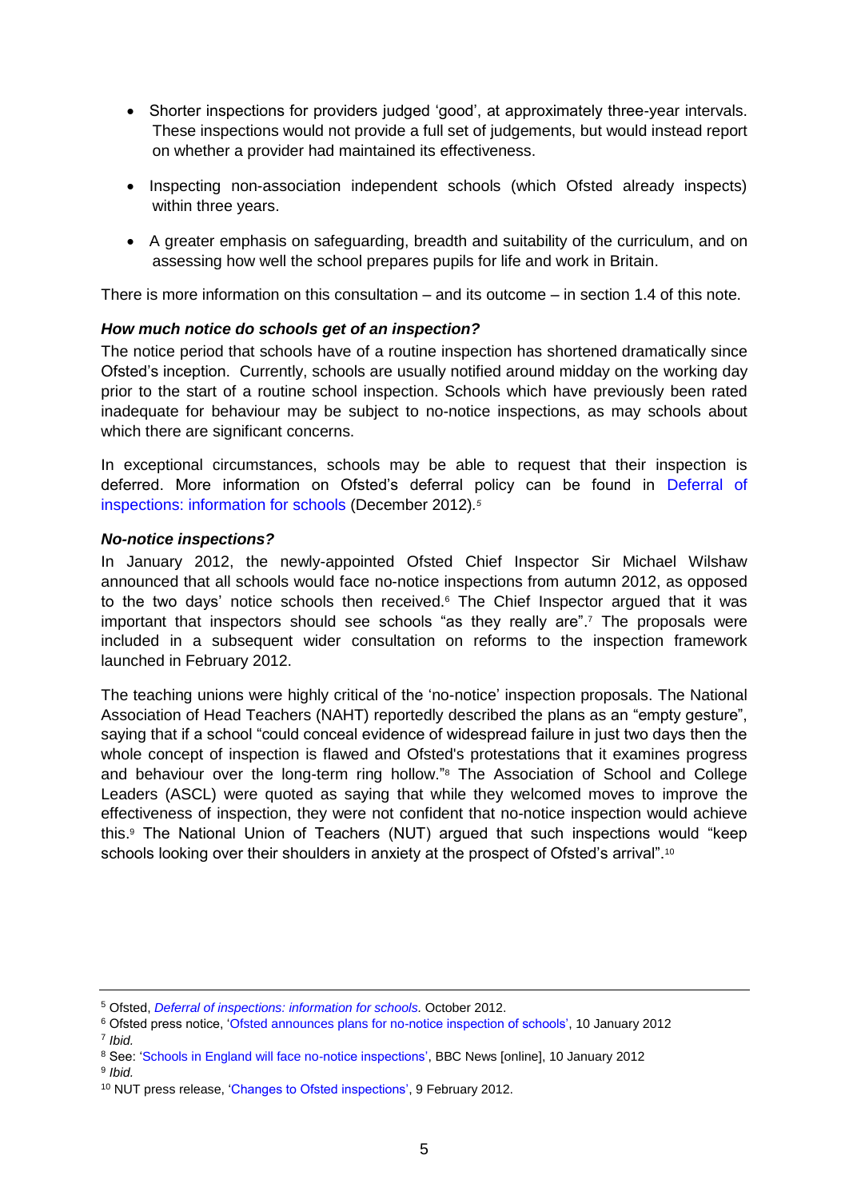- Shorter inspections for providers judged 'good', at approximately three-year intervals. These inspections would not provide a full set of judgements, but would instead report on whether a provider had maintained its effectiveness.

- Inspecting non-association independent schools (which Ofsted already inspects) within three years.

- A greater emphasis on safeguarding, breadth and suitability of the curriculum, and on assessing how well the school prepares pupils for life and work in Britain.

There is more information on this consultation – and its outcome – in section 1.4 of this note.

***How much notice do schools get of an inspection?***

The notice period that schools have of a routine inspection has shortened dramatically since Ofsted's inception. Currently, schools are usually notified around midday on the working day prior to the start of a routine school inspection. Schools which have previously been rated inadequate for behaviour may be subject to no-notice inspections, as may schools about which there are significant concerns.

In exceptional circumstances, schools may be able to request that their inspection is deferred. More information on Ofsted's deferral policy can be found in Deferral of inspections: information for schools (December 2012).[5]

***No-notice inspections?***

In January 2012, the newly-appointed Ofsted Chief Inspector Sir Michael Wilshaw announced that all schools would face no-notice inspections from autumn 2012, as opposed to the two days' notice schools then received.[6] The Chief Inspector argued that it was important that inspectors should see schools "as they really are".[7] The proposals were included in a subsequent wider consultation on reforms to the inspection framework launched in February 2012.

The teaching unions were highly critical of the 'no-notice' inspection proposals. The National Association of Head Teachers (NAHT) reportedly described the plans as an "empty gesture", saying that if a school "could conceal evidence of widespread failure in just two days then the whole concept of inspection is flawed and Ofsted's protestations that it examines progress and behaviour over the long-term ring hollow."[8] The Association of School and College Leaders (ASCL) were quoted as saying that while they welcomed moves to improve the effectiveness of inspection, they were not confident that no-notice inspection would achieve this.[9] The National Union of Teachers (NUT) argued that such inspections would "keep schools looking over their shoulders in anxiety at the prospect of Ofsted's arrival".[10]

---

[5] Ofsted, *Deferral of inspections: information for schools.* October 2012.

[6] Ofsted press notice, 'Ofsted announces plans for no-notice inspection of schools', 10 January 2012

[7] *Ibid.*

[8] See: 'Schools in England will face no-notice inspections', BBC News [online], 10 January 2012

[9] *Ibid.*

[10] NUT press release, 'Changes to Ofsted inspections', 9 February 2012.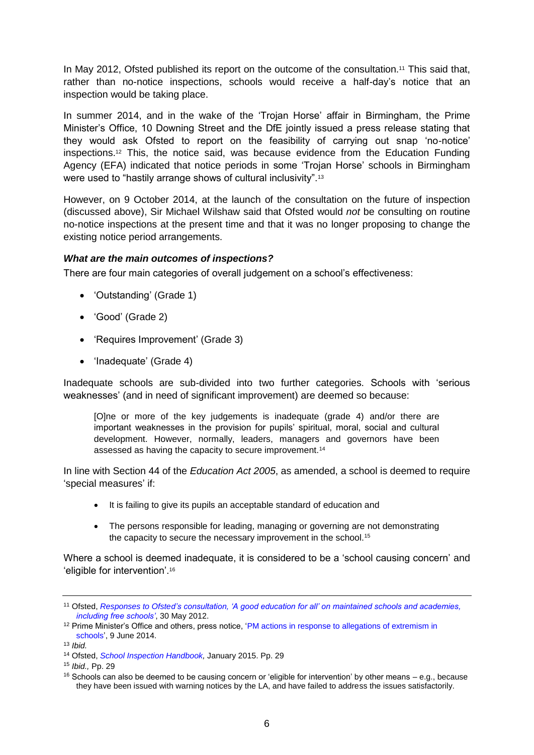In May 2012, Ofsted published its report on the outcome of the consultation.[11] This said that, rather than no-notice inspections, schools would receive a half-day's notice that an inspection would be taking place.

In summer 2014, and in the wake of the 'Trojan Horse' affair in Birmingham, the Prime Minister's Office, 10 Downing Street and the DfE jointly issued a press release stating that they would ask Ofsted to report on the feasibility of carrying out snap 'no-notice' inspections.[12] This, the notice said, was because evidence from the Education Funding Agency (EFA) indicated that notice periods in some 'Trojan Horse' schools in Birmingham were used to "hastily arrange shows of cultural inclusivity".[13]

However, on 9 October 2014, at the launch of the consultation on the future of inspection (discussed above), Sir Michael Wilshaw said that Ofsted would *not* be consulting on routine no-notice inspections at the present time and that it was no longer proposing to change the existing notice period arrangements.

***What are the main outcomes of inspections?***

There are four main categories of overall judgement on a school's effectiveness:

- 'Outstanding' (Grade 1)
- 'Good' (Grade 2)
- 'Requires Improvement' (Grade 3)
- 'Inadequate' (Grade 4)

Inadequate schools are sub-divided into two further categories. Schools with 'serious weaknesses' (and in need of significant improvement) are deemed so because:

> [O]ne or more of the key judgements is inadequate (grade 4) and/or there are important weaknesses in the provision for pupils' spiritual, moral, social and cultural development. However, normally, leaders, managers and governors have been assessed as having the capacity to secure improvement.[14]

In line with Section 44 of the *Education Act 2005*, as amended, a school is deemed to require 'special measures' if:

- It is failing to give its pupils an acceptable standard of education and
- The persons responsible for leading, managing or governing are not demonstrating the capacity to secure the necessary improvement in the school.[15]

Where a school is deemed inadequate, it is considered to be a 'school causing concern' and 'eligible for intervention'.[16]

---

[11] Ofsted, *Responses to Ofsted's consultation, 'A good education for all' on maintained schools and academies, including free schools'*, 30 May 2012.

[12] Prime Minister's Office and others, press notice, 'PM actions in response to allegations of extremism in schools', 9 June 2014.

[13] *Ibid.*

[14] Ofsted, *School Inspection Handbook,* January 2015. Pp. 29

[15] *Ibid.,* Pp. 29

[16] Schools can also be deemed to be causing concern or 'eligible for intervention' by other means – e.g., because they have been issued with warning notices by the LA, and have failed to address the issues satisfactorily.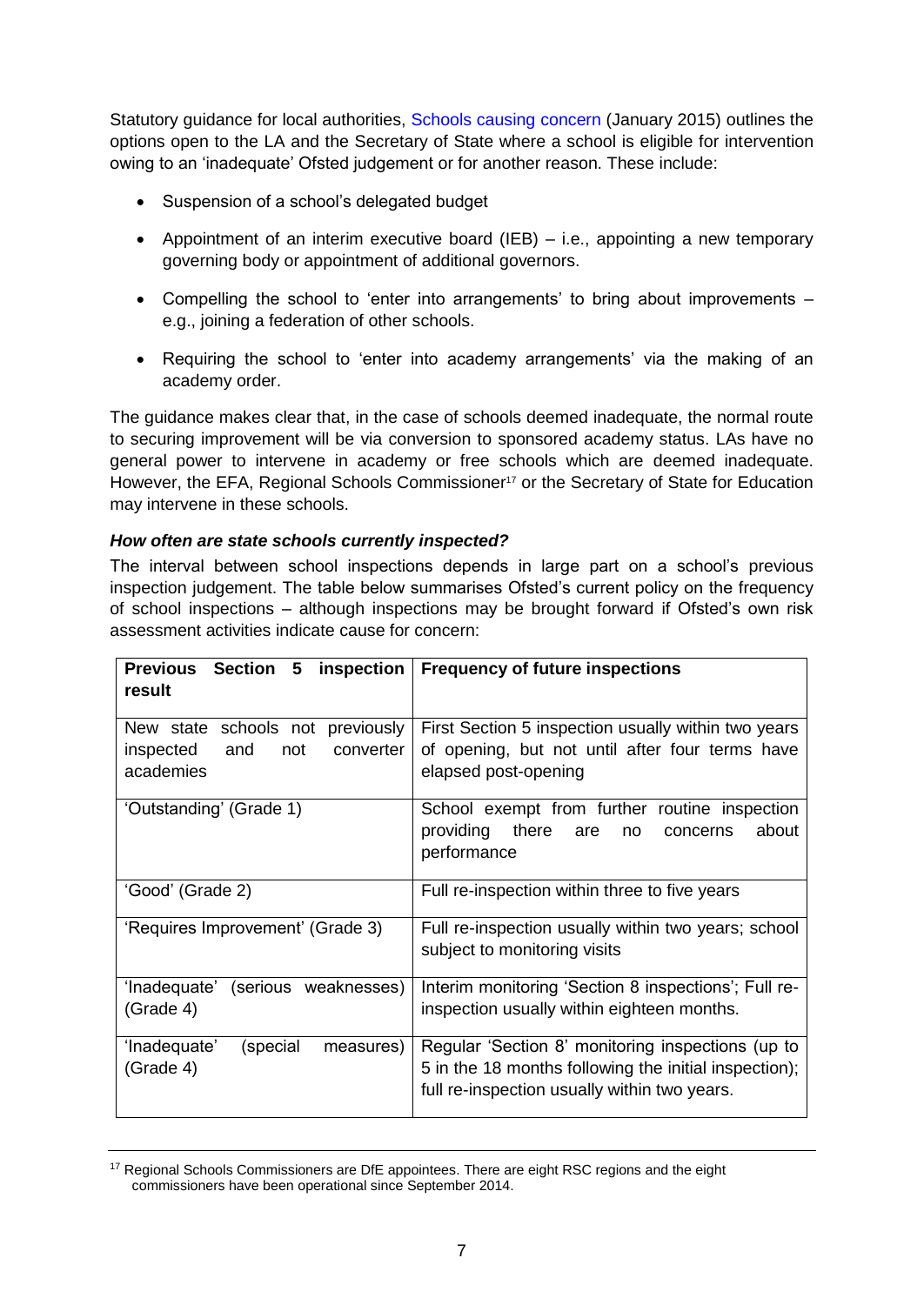Statutory guidance for local authorities, Schools causing concern (January 2015) outlines the options open to the LA and the Secretary of State where a school is eligible for intervention owing to an 'inadequate' Ofsted judgement or for another reason. These include:

- Suspension of a school's delegated budget
- Appointment of an interim executive board (IEB) – i.e., appointing a new temporary governing body or appointment of additional governors.
- Compelling the school to 'enter into arrangements' to bring about improvements – e.g., joining a federation of other schools.
- Requiring the school to 'enter into academy arrangements' via the making of an academy order.

The guidance makes clear that, in the case of schools deemed inadequate, the normal route to securing improvement will be via conversion to sponsored academy status. LAs have no general power to intervene in academy or free schools which are deemed inadequate. However, the EFA, Regional Schools Commissioner[17] or the Secretary of State for Education may intervene in these schools.

### *How often are state schools currently inspected?*

The interval between school inspections depends in large part on a school's previous inspection judgement. The table below summarises Ofsted's current policy on the frequency of school inspections – although inspections may be brought forward if Ofsted's own risk assessment activities indicate cause for concern:

| Previous Section 5 inspection result | Frequency of future inspections |
|---|---|
| New state schools not previously inspected and not converter academies | First Section 5 inspection usually within two years of opening, but not until after four terms have elapsed post-opening |
| 'Outstanding' (Grade 1) | School exempt from further routine inspection providing there are no concerns about performance |
| 'Good' (Grade 2) | Full re-inspection within three to five years |
| 'Requires Improvement' (Grade 3) | Full re-inspection usually within two years; school subject to monitoring visits |
| 'Inadequate' (serious weaknesses) (Grade 4) | Interim monitoring 'Section 8 inspections'; Full re-inspection usually within eighteen months. |
| 'Inadequate' (special measures) (Grade 4) | Regular 'Section 8' monitoring inspections (up to 5 in the 18 months following the initial inspection); full re-inspection usually within two years. |

[17] Regional Schools Commissioners are DfE appointees. There are eight RSC regions and the eight commissioners have been operational since September 2014.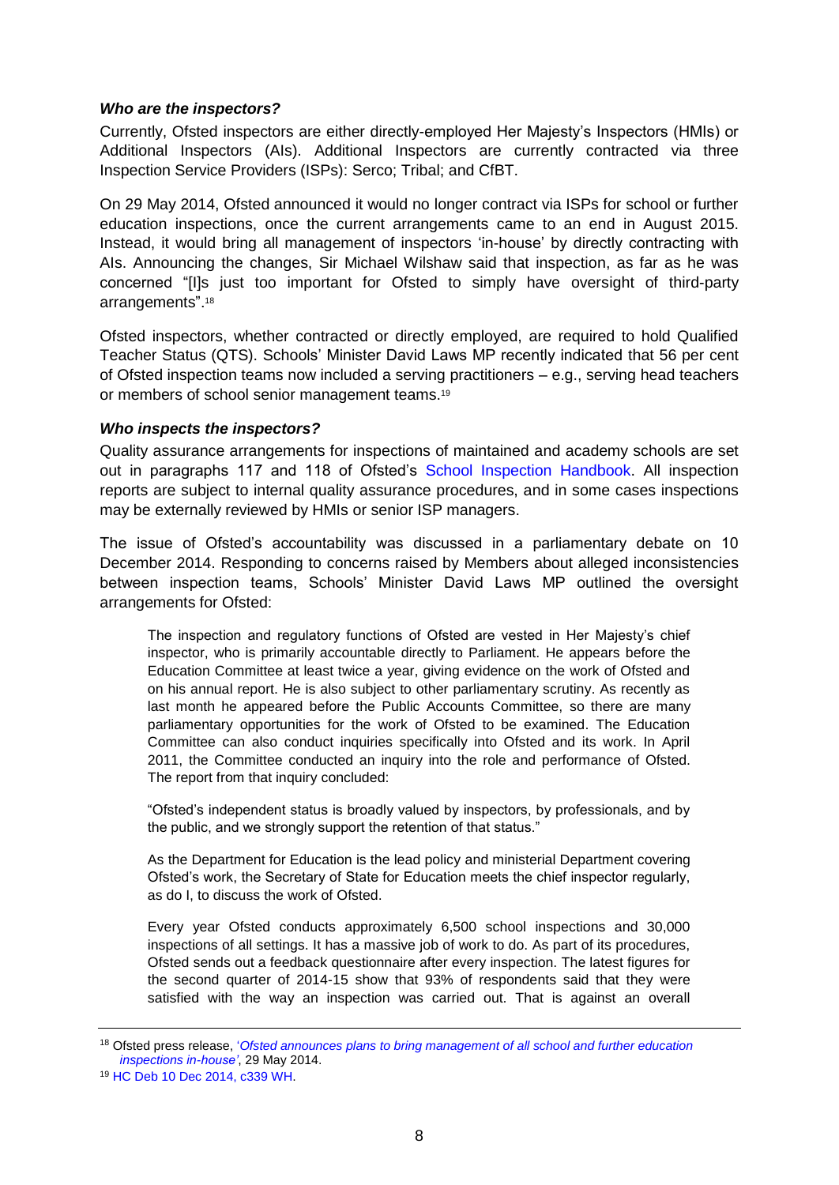### *Who are the inspectors?*

Currently, Ofsted inspectors are either directly-employed Her Majesty's Inspectors (HMIs) or Additional Inspectors (AIs). Additional Inspectors are currently contracted via three Inspection Service Providers (ISPs): Serco; Tribal; and CfBT.

On 29 May 2014, Ofsted announced it would no longer contract via ISPs for school or further education inspections, once the current arrangements came to an end in August 2015. Instead, it would bring all management of inspectors 'in-house' by directly contracting with AIs. Announcing the changes, Sir Michael Wilshaw said that inspection, as far as he was concerned "[I]s just too important for Ofsted to simply have oversight of third-party arrangements".[18]

Ofsted inspectors, whether contracted or directly employed, are required to hold Qualified Teacher Status (QTS). Schools' Minister David Laws MP recently indicated that 56 per cent of Ofsted inspection teams now included a serving practitioners – e.g., serving head teachers or members of school senior management teams.[19]

### *Who inspects the inspectors?*

Quality assurance arrangements for inspections of maintained and academy schools are set out in paragraphs 117 and 118 of Ofsted's School Inspection Handbook. All inspection reports are subject to internal quality assurance procedures, and in some cases inspections may be externally reviewed by HMIs or senior ISP managers.

The issue of Ofsted's accountability was discussed in a parliamentary debate on 10 December 2014. Responding to concerns raised by Members about alleged inconsistencies between inspection teams, Schools' Minister David Laws MP outlined the oversight arrangements for Ofsted:

> The inspection and regulatory functions of Ofsted are vested in Her Majesty's chief inspector, who is primarily accountable directly to Parliament. He appears before the Education Committee at least twice a year, giving evidence on the work of Ofsted and on his annual report. He is also subject to other parliamentary scrutiny. As recently as last month he appeared before the Public Accounts Committee, so there are many parliamentary opportunities for the work of Ofsted to be examined. The Education Committee can also conduct inquiries specifically into Ofsted and its work. In April 2011, the Committee conducted an inquiry into the role and performance of Ofsted. The report from that inquiry concluded:
>
> "Ofsted's independent status is broadly valued by inspectors, by professionals, and by the public, and we strongly support the retention of that status."
>
> As the Department for Education is the lead policy and ministerial Department covering Ofsted's work, the Secretary of State for Education meets the chief inspector regularly, as do I, to discuss the work of Ofsted.
>
> Every year Ofsted conducts approximately 6,500 school inspections and 30,000 inspections of all settings. It has a massive job of work to do. As part of its procedures, Ofsted sends out a feedback questionnaire after every inspection. The latest figures for the second quarter of 2014-15 show that 93% of respondents said that they were satisfied with the way an inspection was carried out. That is against an overall

---

[18] Ofsted press release, '*Ofsted announces plans to bring management of all school and further education inspections in-house*', 29 May 2014.

[19] HC Deb 10 Dec 2014, c339 WH.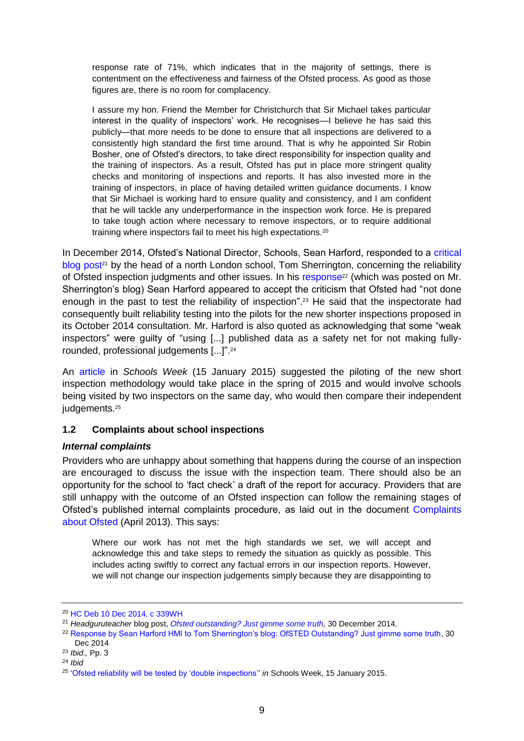> response rate of 71%, which indicates that in the majority of settings, there is contentment on the effectiveness and fairness of the Ofsted process. As good as those figures are, there is no room for complacency.
>
> I assure my hon. Friend the Member for Christchurch that Sir Michael takes particular interest in the quality of inspectors' work. He recognises—I believe he has said this publicly—that more needs to be done to ensure that all inspections are delivered to a consistently high standard the first time around. That is why he appointed Sir Robin Bosher, one of Ofsted's directors, to take direct responsibility for inspection quality and the training of inspectors. As a result, Ofsted has put in place more stringent quality checks and monitoring of inspections and reports. It has also invested more in the training of inspectors, in place of having detailed written guidance documents. I know that Sir Michael is working hard to ensure quality and consistency, and I am confident that he will tackle any underperformance in the inspection work force. He is prepared to take tough action where necessary to remove inspectors, or to require additional training where inspectors fail to meet his high expectations.[20]

In December 2014, Ofsted's National Director, Schools, Sean Harford, responded to a critical blog post[21] by the head of a north London school, Tom Sherrington, concerning the reliability of Ofsted inspection judgments and other issues. In his response[22] (which was posted on Mr. Sherrington's blog) Sean Harford appeared to accept the criticism that Ofsted had "not done enough in the past to test the reliability of inspection".[23] He said that the inspectorate had consequently built reliability testing into the pilots for the new shorter inspections proposed in its October 2014 consultation. Mr. Harford is also quoted as acknowledging that some "weak inspectors" were guilty of "using [...] published data as a safety net for not making fully-rounded, professional judgements [...]".[24]

An article in *Schools Week* (15 January 2015) suggested the piloting of the new short inspection methodology would take place in the spring of 2015 and would involve schools being visited by two inspectors on the same day, who would then compare their independent judgements.[25]

### 1.2 Complaints about school inspections

#### *Internal complaints*

Providers who are unhappy about something that happens during the course of an inspection are encouraged to discuss the issue with the inspection team. There should also be an opportunity for the school to 'fact check' a draft of the report for accuracy. Providers that are still unhappy with the outcome of an Ofsted inspection can follow the remaining stages of Ofsted's published internal complaints procedure, as laid out in the document Complaints about Ofsted (April 2013). This says:

> Where our work has not met the high standards we set, we will accept and acknowledge this and take steps to remedy the situation as quickly as possible. This includes acting swiftly to correct any factual errors in our inspection reports. However, we will not change our inspection judgements simply because they are disappointing to

---

[20] HC Deb 10 Dec 2014, c 339WH

[21] *Headguruteacher* blog post, *Ofsted outstanding? Just gimme some truth,* 30 December 2014.

[22] Response by Sean Harford HMI to Tom Sherrington's blog: OfSTED Outstanding? Just gimme some truth, 30 Dec 2014

[23] *Ibid.,* Pp. 3

[24] *Ibid*

[25] 'Ofsted reliability will be tested by 'double inspections'' *in* Schools Week, 15 January 2015.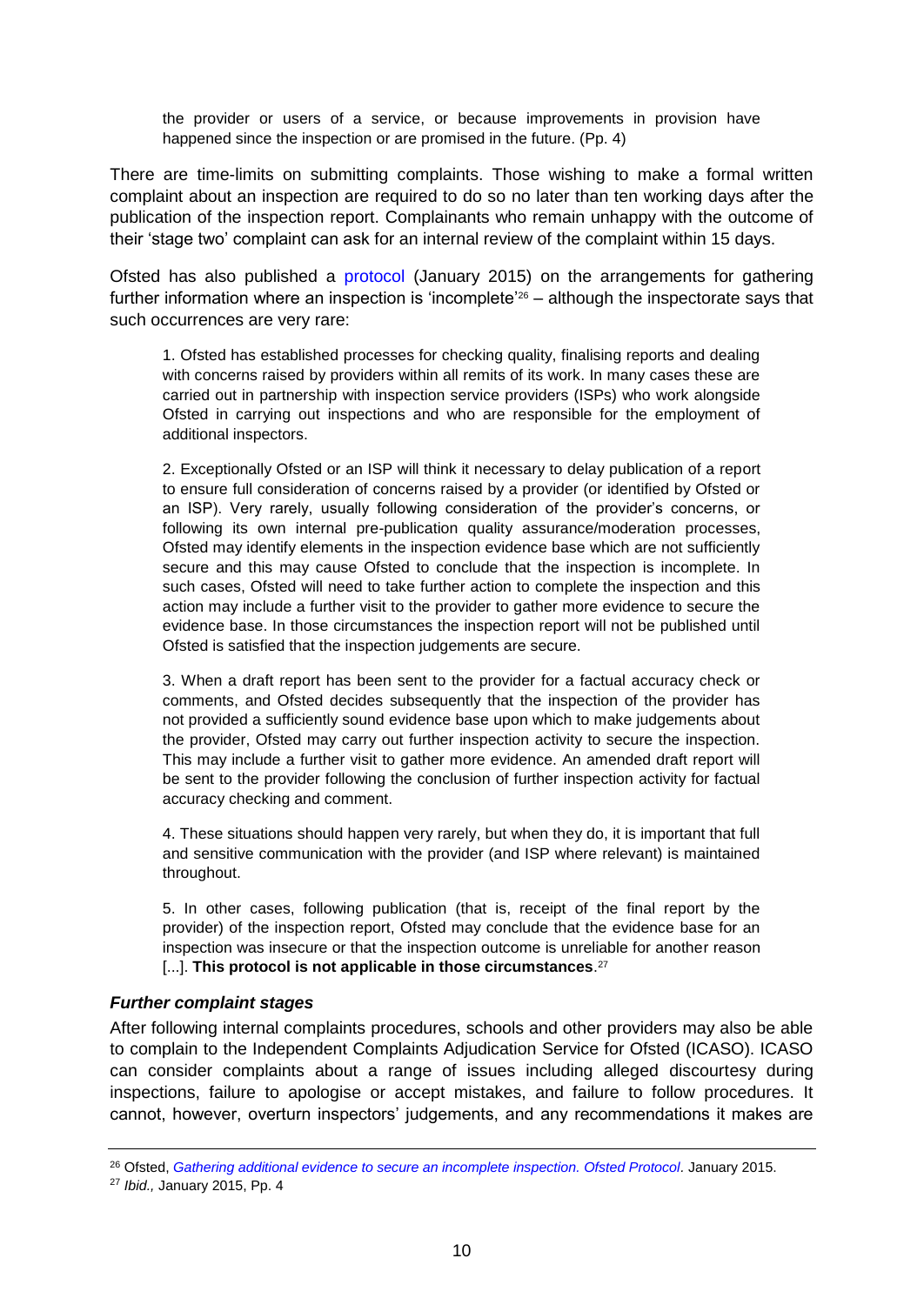> the provider or users of a service, or because improvements in provision have happened since the inspection or are promised in the future. (Pp. 4)

There are time-limits on submitting complaints. Those wishing to make a formal written complaint about an inspection are required to do so no later than ten working days after the publication of the inspection report. Complainants who remain unhappy with the outcome of their 'stage two' complaint can ask for an internal review of the complaint within 15 days.

Ofsted has also published a protocol (January 2015) on the arrangements for gathering further information where an inspection is 'incomplete'[26] – although the inspectorate says that such occurrences are very rare:

> 1. Ofsted has established processes for checking quality, finalising reports and dealing with concerns raised by providers within all remits of its work. In many cases these are carried out in partnership with inspection service providers (ISPs) who work alongside Ofsted in carrying out inspections and who are responsible for the employment of additional inspectors.
>
> 2. Exceptionally Ofsted or an ISP will think it necessary to delay publication of a report to ensure full consideration of concerns raised by a provider (or identified by Ofsted or an ISP). Very rarely, usually following consideration of the provider's concerns, or following its own internal pre-publication quality assurance/moderation processes, Ofsted may identify elements in the inspection evidence base which are not sufficiently secure and this may cause Ofsted to conclude that the inspection is incomplete. In such cases, Ofsted will need to take further action to complete the inspection and this action may include a further visit to the provider to gather more evidence to secure the evidence base. In those circumstances the inspection report will not be published until Ofsted is satisfied that the inspection judgements are secure.
>
> 3. When a draft report has been sent to the provider for a factual accuracy check or comments, and Ofsted decides subsequently that the inspection of the provider has not provided a sufficiently sound evidence base upon which to make judgements about the provider, Ofsted may carry out further inspection activity to secure the inspection. This may include a further visit to gather more evidence. An amended draft report will be sent to the provider following the conclusion of further inspection activity for factual accuracy checking and comment.
>
> 4. These situations should happen very rarely, but when they do, it is important that full and sensitive communication with the provider (and ISP where relevant) is maintained throughout.
>
> 5. In other cases, following publication (that is, receipt of the final report by the provider) of the inspection report, Ofsted may conclude that the evidence base for an inspection was insecure or that the inspection outcome is unreliable for another reason [...]. **This protocol is not applicable in those circumstances**.[27]

### *Further complaint stages*

After following internal complaints procedures, schools and other providers may also be able to complain to the Independent Complaints Adjudication Service for Ofsted (ICASO). ICASO can consider complaints about a range of issues including alleged discourtesy during inspections, failure to apologise or accept mistakes, and failure to follow procedures. It cannot, however, overturn inspectors' judgements, and any recommendations it makes are

---

[26] Ofsted, *Gathering additional evidence to secure an incomplete inspection. Ofsted Protocol*. January 2015.

[27] *Ibid.,* January 2015, Pp. 4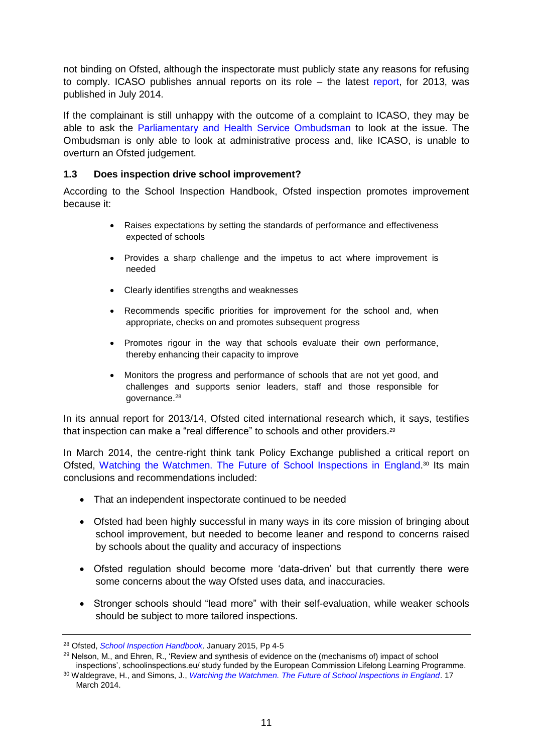not binding on Ofsted, although the inspectorate must publicly state any reasons for refusing to comply. ICASO publishes annual reports on its role – the latest report, for 2013, was published in July 2014.

If the complainant is still unhappy with the outcome of a complaint to ICASO, they may be able to ask the Parliamentary and Health Service Ombudsman to look at the issue. The Ombudsman is only able to look at administrative process and, like ICASO, is unable to overturn an Ofsted judgement.

### 1.3 Does inspection drive school improvement?

According to the School Inspection Handbook, Ofsted inspection promotes improvement because it:

- Raises expectations by setting the standards of performance and effectiveness expected of schools
- Provides a sharp challenge and the impetus to act where improvement is needed
- Clearly identifies strengths and weaknesses
- Recommends specific priorities for improvement for the school and, when appropriate, checks on and promotes subsequent progress
- Promotes rigour in the way that schools evaluate their own performance, thereby enhancing their capacity to improve
- Monitors the progress and performance of schools that are not yet good, and challenges and supports senior leaders, staff and those responsible for governance.[28]

In its annual report for 2013/14, Ofsted cited international research which, it says, testifies that inspection can make a "real difference" to schools and other providers.[29]

In March 2014, the centre-right think tank Policy Exchange published a critical report on Ofsted, Watching the Watchmen. The Future of School Inspections in England.[30] Its main conclusions and recommendations included:

- That an independent inspectorate continued to be needed
- Ofsted had been highly successful in many ways in its core mission of bringing about school improvement, but needed to become leaner and respond to concerns raised by schools about the quality and accuracy of inspections
- Ofsted regulation should become more 'data-driven' but that currently there were some concerns about the way Ofsted uses data, and inaccuracies.
- Stronger schools should "lead more" with their self-evaluation, while weaker schools should be subject to more tailored inspections.

---

[28] Ofsted, *School Inspection Handbook,* January 2015, Pp 4-5

[29] Nelson, M., and Ehren, R., 'Review and synthesis of evidence on the (mechanisms of) impact of school inspections', schoolinspections.eu/ study funded by the European Commission Lifelong Learning Programme.

[30] Waldegrave, H., and Simons, J., *Watching the Watchmen. The Future of School Inspections in England*. 17 March 2014.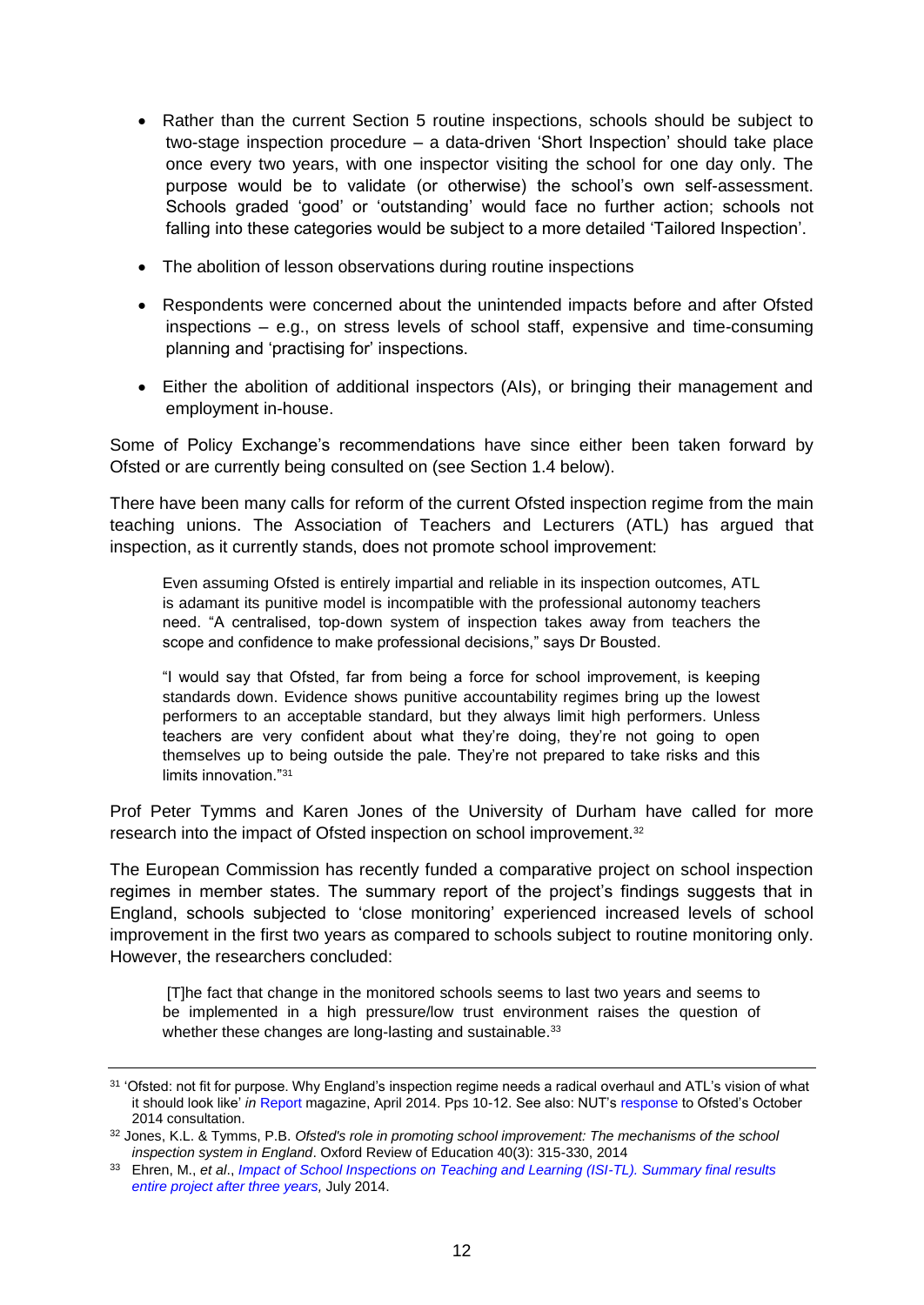- Rather than the current Section 5 routine inspections, schools should be subject to two-stage inspection procedure – a data-driven 'Short Inspection' should take place once every two years, with one inspector visiting the school for one day only. The purpose would be to validate (or otherwise) the school's own self-assessment. Schools graded 'good' or 'outstanding' would face no further action; schools not falling into these categories would be subject to a more detailed 'Tailored Inspection'.
- The abolition of lesson observations during routine inspections
- Respondents were concerned about the unintended impacts before and after Ofsted inspections – e.g., on stress levels of school staff, expensive and time-consuming planning and 'practising for' inspections.
- Either the abolition of additional inspectors (AIs), or bringing their management and employment in-house.

Some of Policy Exchange's recommendations have since either been taken forward by Ofsted or are currently being consulted on (see Section 1.4 below).

There have been many calls for reform of the current Ofsted inspection regime from the main teaching unions. The Association of Teachers and Lecturers (ATL) has argued that inspection, as it currently stands, does not promote school improvement:

> Even assuming Ofsted is entirely impartial and reliable in its inspection outcomes, ATL is adamant its punitive model is incompatible with the professional autonomy teachers need. "A centralised, top-down system of inspection takes away from teachers the scope and confidence to make professional decisions," says Dr Bousted.
>
> "I would say that Ofsted, far from being a force for school improvement, is keeping standards down. Evidence shows punitive accountability regimes bring up the lowest performers to an acceptable standard, but they always limit high performers. Unless teachers are very confident about what they're doing, they're not going to open themselves up to being outside the pale. They're not prepared to take risks and this limits innovation."[31]

Prof Peter Tymms and Karen Jones of the University of Durham have called for more research into the impact of Ofsted inspection on school improvement.[32]

The European Commission has recently funded a comparative project on school inspection regimes in member states. The summary report of the project's findings suggests that in England, schools subjected to 'close monitoring' experienced increased levels of school improvement in the first two years as compared to schools subject to routine monitoring only. However, the researchers concluded:

> [T]he fact that change in the monitored schools seems to last two years and seems to be implemented in a high pressure/low trust environment raises the question of whether these changes are long-lasting and sustainable.[33]

---

[31] 'Ofsted: not fit for purpose. Why England's inspection regime needs a radical overhaul and ATL's vision of what it should look like' *in* Report magazine, April 2014. Pps 10-12. See also: NUT's response to Ofsted's October 2014 consultation.

[32] Jones, K.L. & Tymms, P.B. *Ofsted's role in promoting school improvement: The mechanisms of the school inspection system in England*. Oxford Review of Education 40(3): 315-330, 2014

[33] Ehren, M., *et al*., *Impact of School Inspections on Teaching and Learning (ISI-TL). Summary final results entire project after three years,* July 2014.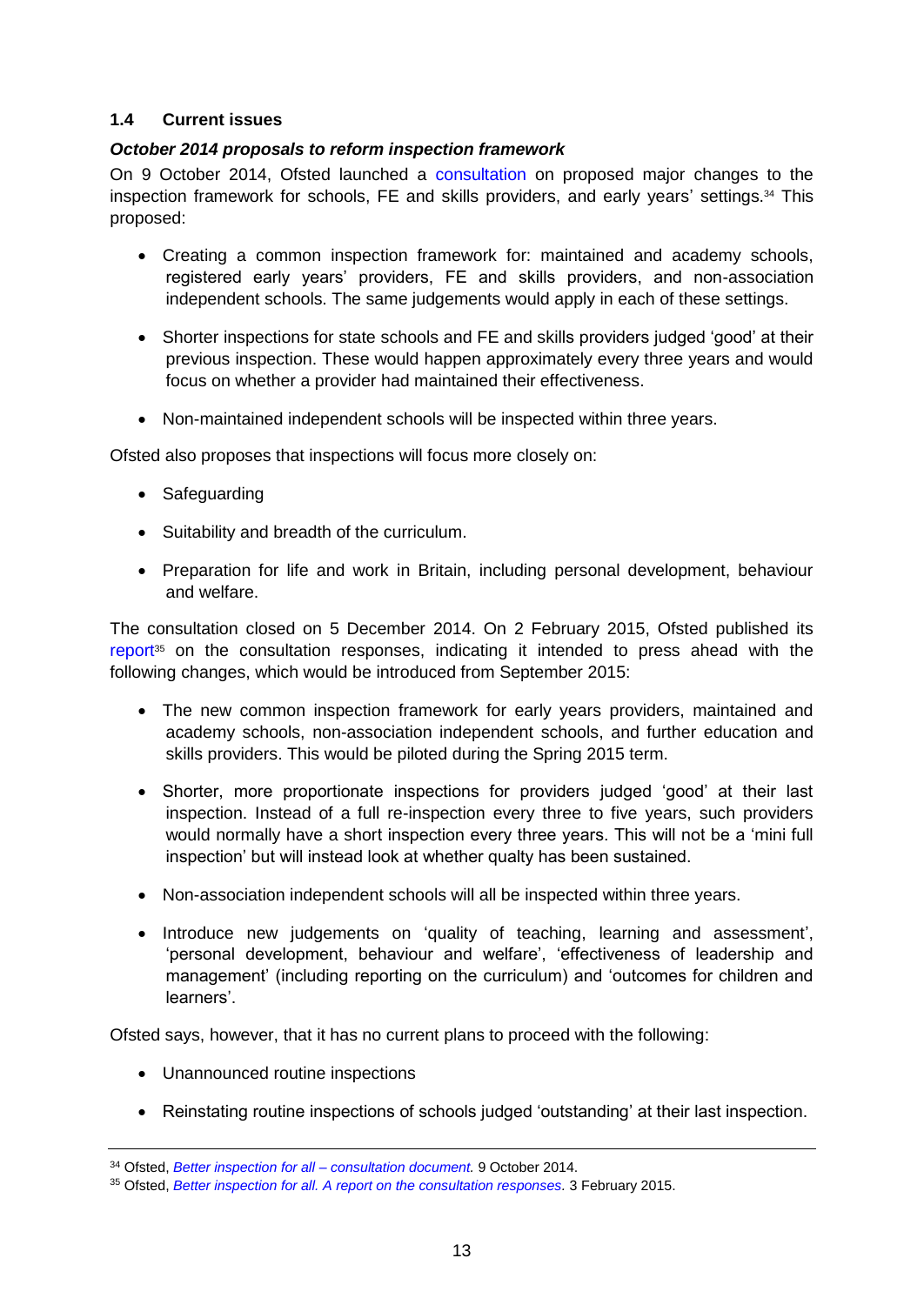## 1.4 Current issues

***October 2014 proposals to reform inspection framework***

On 9 October 2014, Ofsted launched a consultation on proposed major changes to the inspection framework for schools, FE and skills providers, and early years' settings.[34] This proposed:

- Creating a common inspection framework for: maintained and academy schools, registered early years' providers, FE and skills providers, and non-association independent schools. The same judgements would apply in each of these settings.
- Shorter inspections for state schools and FE and skills providers judged 'good' at their previous inspection. These would happen approximately every three years and would focus on whether a provider had maintained their effectiveness.
- Non-maintained independent schools will be inspected within three years.

Ofsted also proposes that inspections will focus more closely on:

- Safeguarding
- Suitability and breadth of the curriculum.
- Preparation for life and work in Britain, including personal development, behaviour and welfare.

The consultation closed on 5 December 2014. On 2 February 2015, Ofsted published its report[35] on the consultation responses, indicating it intended to press ahead with the following changes, which would be introduced from September 2015:

- The new common inspection framework for early years providers, maintained and academy schools, non-association independent schools, and further education and skills providers. This would be piloted during the Spring 2015 term.
- Shorter, more proportionate inspections for providers judged 'good' at their last inspection. Instead of a full re-inspection every three to five years, such providers would normally have a short inspection every three years. This will not be a 'mini full inspection' but will instead look at whether qualty has been sustained.
- Non-association independent schools will all be inspected within three years.
- Introduce new judgements on 'quality of teaching, learning and assessment', 'personal development, behaviour and welfare', 'effectiveness of leadership and management' (including reporting on the curriculum) and 'outcomes for children and learners'.

Ofsted says, however, that it has no current plans to proceed with the following:

- Unannounced routine inspections
- Reinstating routine inspections of schools judged 'outstanding' at their last inspection.

---

[34] Ofsted, *Better inspection for all – consultation document.* 9 October 2014.

[35] Ofsted, *Better inspection for all. A report on the consultation responses.* 3 February 2015.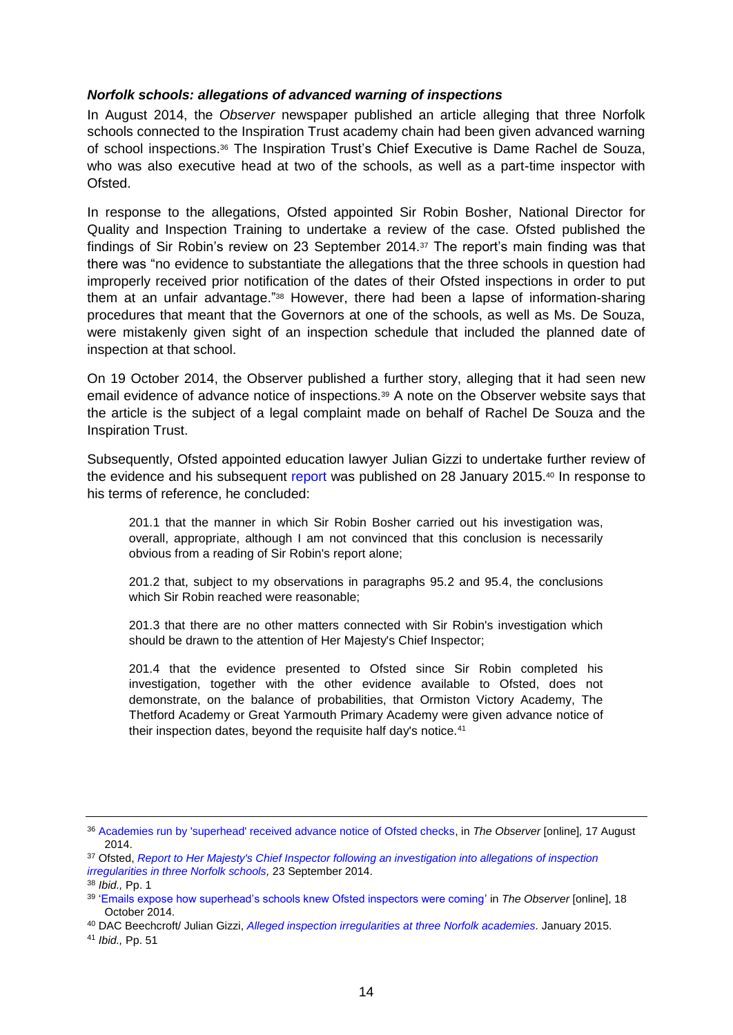### ***Norfolk schools: allegations of advanced warning of inspections***

In August 2014, the *Observer* newspaper published an article alleging that three Norfolk schools connected to the Inspiration Trust academy chain had been given advanced warning of school inspections.[36] The Inspiration Trust's Chief Executive is Dame Rachel de Souza, who was also executive head at two of the schools, as well as a part-time inspector with Ofsted.

In response to the allegations, Ofsted appointed Sir Robin Bosher, National Director for Quality and Inspection Training to undertake a review of the case. Ofsted published the findings of Sir Robin's review on 23 September 2014.[37] The report's main finding was that there was "no evidence to substantiate the allegations that the three schools in question had improperly received prior notification of the dates of their Ofsted inspections in order to put them at an unfair advantage."[38] However, there had been a lapse of information-sharing procedures that meant that the Governors at one of the schools, as well as Ms. De Souza, were mistakenly given sight of an inspection schedule that included the planned date of inspection at that school.

On 19 October 2014, the Observer published a further story, alleging that it had seen new email evidence of advance notice of inspections.[39] A note on the Observer website says that the article is the subject of a legal complaint made on behalf of Rachel De Souza and the Inspiration Trust.

Subsequently, Ofsted appointed education lawyer Julian Gizzi to undertake further review of the evidence and his subsequent report was published on 28 January 2015.[40] In response to his terms of reference, he concluded:

> 201.1 that the manner in which Sir Robin Bosher carried out his investigation was, overall, appropriate, although I am not convinced that this conclusion is necessarily obvious from a reading of Sir Robin's report alone;
>
> 201.2 that, subject to my observations in paragraphs 95.2 and 95.4, the conclusions which Sir Robin reached were reasonable;
>
> 201.3 that there are no other matters connected with Sir Robin's investigation which should be drawn to the attention of Her Majesty's Chief Inspector;
>
> 201.4 that the evidence presented to Ofsted since Sir Robin completed his investigation, together with the other evidence available to Ofsted, does not demonstrate, on the balance of probabilities, that Ormiston Victory Academy, The Thetford Academy or Great Yarmouth Primary Academy were given advance notice of their inspection dates, beyond the requisite half day's notice.[41]

---

[36] Academies run by 'superhead' received advance notice of Ofsted checks, in *The Observer* [online], 17 August 2014.

[37] Ofsted, *Report to Her Majesty's Chief Inspector following an investigation into allegations of inspection irregularities in three Norfolk schools,* 23 September 2014.

[38] *Ibid.,* Pp. 1

[39] 'Emails expose how superhead's schools knew Ofsted inspectors were coming' in *The Observer* [online], 18 October 2014.

[40] DAC Beechcroft/ Julian Gizzi, *Alleged inspection irregularities at three Norfolk academies.* January 2015.

[41] *Ibid.,* Pp. 51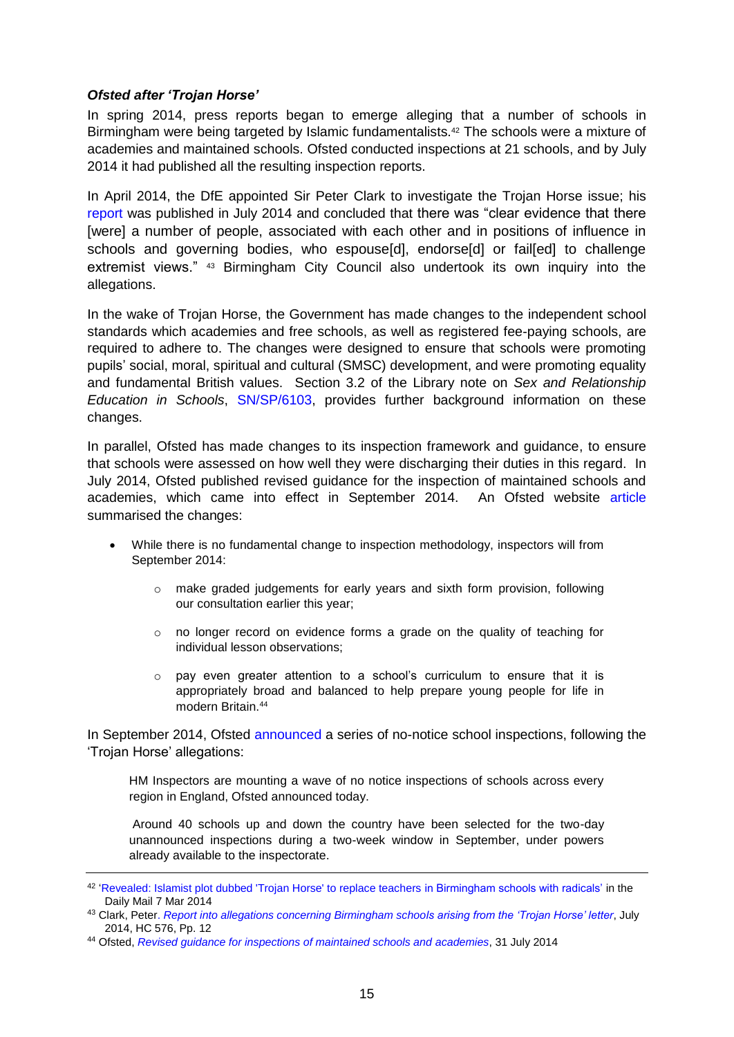***Ofsted after 'Trojan Horse'***

In spring 2014, press reports began to emerge alleging that a number of schools in Birmingham were being targeted by Islamic fundamentalists.[42] The schools were a mixture of academies and maintained schools. Ofsted conducted inspections at 21 schools, and by July 2014 it had published all the resulting inspection reports.

In April 2014, the DfE appointed Sir Peter Clark to investigate the Trojan Horse issue; his report was published in July 2014 and concluded that there was "clear evidence that there [were] a number of people, associated with each other and in positions of influence in schools and governing bodies, who espouse[d], endorse[d] or fail[ed] to challenge extremist views." [43] Birmingham City Council also undertook its own inquiry into the allegations.

In the wake of Trojan Horse, the Government has made changes to the independent school standards which academies and free schools, as well as registered fee-paying schools, are required to adhere to. The changes were designed to ensure that schools were promoting pupils' social, moral, spiritual and cultural (SMSC) development, and were promoting equality and fundamental British values. Section 3.2 of the Library note on *Sex and Relationship Education in Schools*, SN/SP/6103, provides further background information on these changes.

In parallel, Ofsted has made changes to its inspection framework and guidance, to ensure that schools were assessed on how well they were discharging their duties in this regard. In July 2014, Ofsted published revised guidance for the inspection of maintained schools and academies, which came into effect in September 2014. An Ofsted website article summarised the changes:

> - While there is no fundamental change to inspection methodology, inspectors will from September 2014:
>     - make graded judgements for early years and sixth form provision, following our consultation earlier this year;
>     - no longer record on evidence forms a grade on the quality of teaching for individual lesson observations;
>     - pay even greater attention to a school's curriculum to ensure that it is appropriately broad and balanced to help prepare young people for life in modern Britain.[44]

In September 2014, Ofsted announced a series of no-notice school inspections, following the 'Trojan Horse' allegations:

> HM Inspectors are mounting a wave of no notice inspections of schools across every region in England, Ofsted announced today.
>
> Around 40 schools up and down the country have been selected for the two-day unannounced inspections during a two-week window in September, under powers already available to the inspectorate.

---

[42] 'Revealed: Islamist plot dubbed 'Trojan Horse' to replace teachers in Birmingham schools with radicals' in the Daily Mail 7 Mar 2014

[43] Clark, Peter. *Report into allegations concerning Birmingham schools arising from the 'Trojan Horse' letter*, July 2014, HC 576, Pp. 12

[44] Ofsted, *Revised guidance for inspections of maintained schools and academies*, 31 July 2014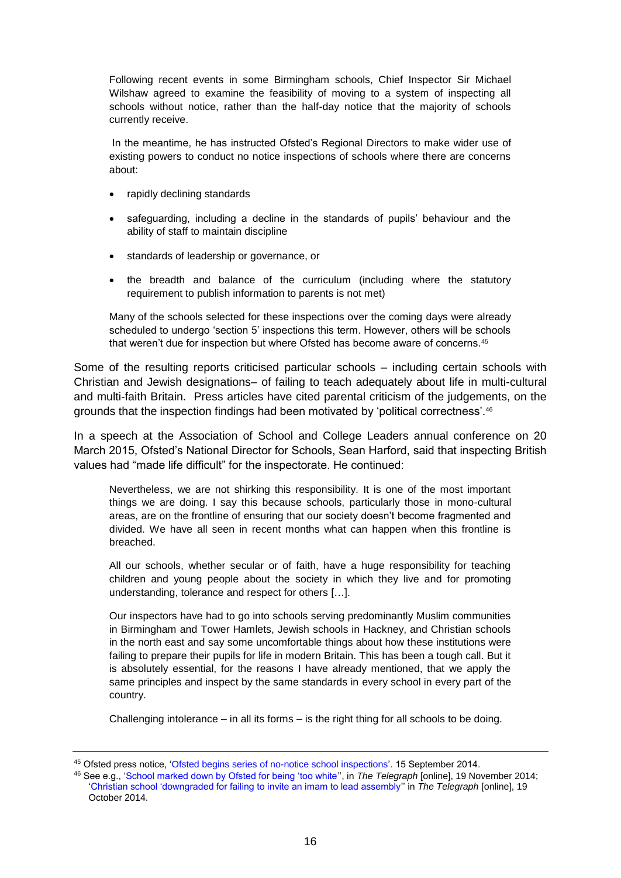> Following recent events in some Birmingham schools, Chief Inspector Sir Michael Wilshaw agreed to examine the feasibility of moving to a system of inspecting all schools without notice, rather than the half-day notice that the majority of schools currently receive.
>
> In the meantime, he has instructed Ofsted's Regional Directors to make wider use of existing powers to conduct no notice inspections of schools where there are concerns about:
>
> - rapidly declining standards
> - safeguarding, including a decline in the standards of pupils' behaviour and the ability of staff to maintain discipline
> - standards of leadership or governance, or
> - the breadth and balance of the curriculum (including where the statutory requirement to publish information to parents is not met)
>
> Many of the schools selected for these inspections over the coming days were already scheduled to undergo 'section 5' inspections this term. However, others will be schools that weren't due for inspection but where Ofsted has become aware of concerns.[45]

Some of the resulting reports criticised particular schools – including certain schools with Christian and Jewish designations– of failing to teach adequately about life in multi-cultural and multi-faith Britain. Press articles have cited parental criticism of the judgements, on the grounds that the inspection findings had been motivated by 'political correctness'.[46]

In a speech at the Association of School and College Leaders annual conference on 20 March 2015, Ofsted's National Director for Schools, Sean Harford, said that inspecting British values had "made life difficult" for the inspectorate. He continued:

> Nevertheless, we are not shirking this responsibility. It is one of the most important things we are doing. I say this because schools, particularly those in mono-cultural areas, are on the frontline of ensuring that our society doesn't become fragmented and divided. We have all seen in recent months what can happen when this frontline is breached.
>
> All our schools, whether secular or of faith, have a huge responsibility for teaching children and young people about the society in which they live and for promoting understanding, tolerance and respect for others […].
>
> Our inspectors have had to go into schools serving predominantly Muslim communities in Birmingham and Tower Hamlets, Jewish schools in Hackney, and Christian schools in the north east and say some uncomfortable things about how these institutions were failing to prepare their pupils for life in modern Britain. This has been a tough call. But it is absolutely essential, for the reasons I have already mentioned, that we apply the same principles and inspect by the same standards in every school in every part of the country.
>
> Challenging intolerance – in all its forms – is the right thing for all schools to be doing.

---

[45] Ofsted press notice, 'Ofsted begins series of no-notice school inspections'. 15 September 2014.

[46] See e.g., 'School marked down by Ofsted for being 'too white'', in *The Telegraph* [online], 19 November 2014; 'Christian school 'downgraded for failing to invite an imam to lead assembly'' in *The Telegraph* [online], 19 October 2014.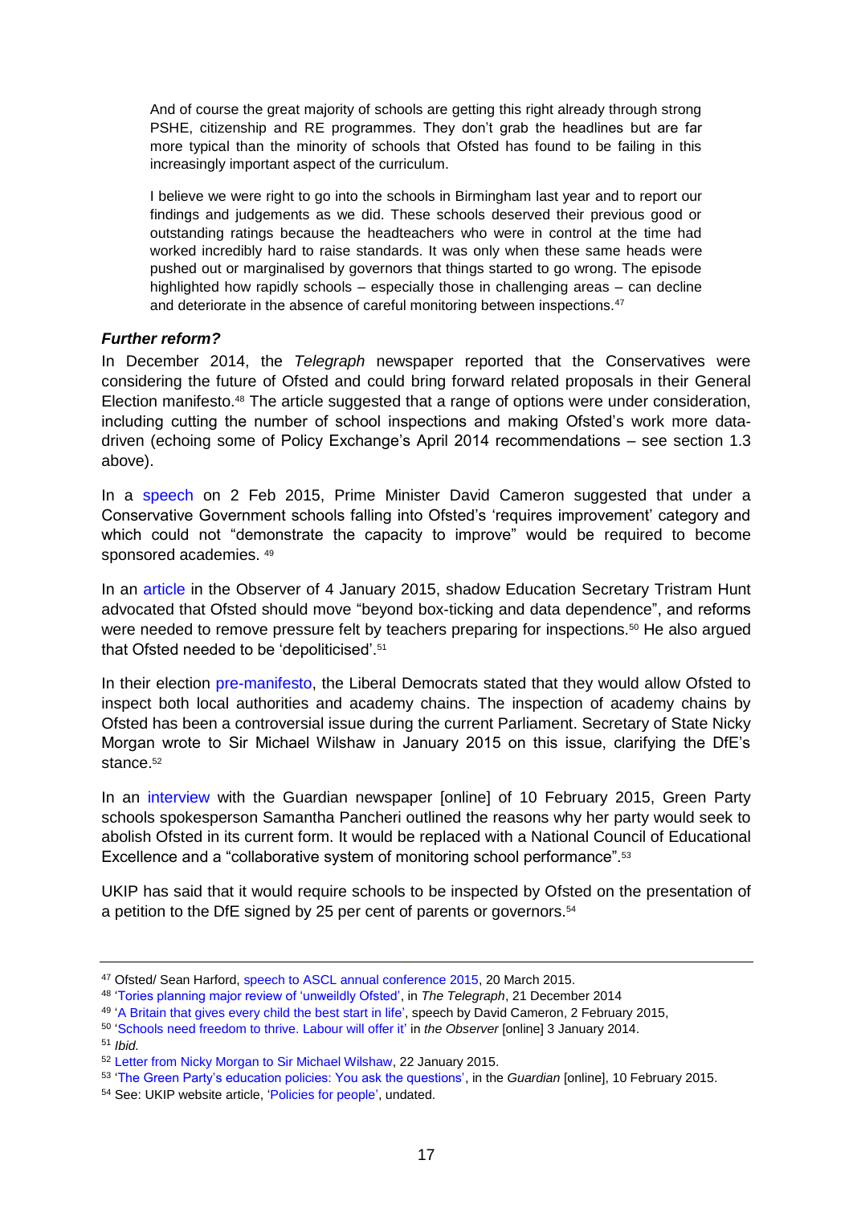> And of course the great majority of schools are getting this right already through strong PSHE, citizenship and RE programmes. They don't grab the headlines but are far more typical than the minority of schools that Ofsted has found to be failing in this increasingly important aspect of the curriculum.
>
> I believe we were right to go into the schools in Birmingham last year and to report our findings and judgements as we did. These schools deserved their previous good or outstanding ratings because the headteachers who were in control at the time had worked incredibly hard to raise standards. It was only when these same heads were pushed out or marginalised by governors that things started to go wrong. The episode highlighted how rapidly schools – especially those in challenging areas – can decline and deteriorate in the absence of careful monitoring between inspections.[47]

### *Further reform?*

In December 2014, the *Telegraph* newspaper reported that the Conservatives were considering the future of Ofsted and could bring forward related proposals in their General Election manifesto.[48] The article suggested that a range of options were under consideration, including cutting the number of school inspections and making Ofsted's work more data-driven (echoing some of Policy Exchange's April 2014 recommendations – see section 1.3 above).

In a speech on 2 Feb 2015, Prime Minister David Cameron suggested that under a Conservative Government schools falling into Ofsted's 'requires improvement' category and which could not "demonstrate the capacity to improve" would be required to become sponsored academies. [49]

In an article in the Observer of 4 January 2015, shadow Education Secretary Tristram Hunt advocated that Ofsted should move "beyond box-ticking and data dependence", and reforms were needed to remove pressure felt by teachers preparing for inspections.[50] He also argued that Ofsted needed to be 'depoliticised'.[51]

In their election pre-manifesto, the Liberal Democrats stated that they would allow Ofsted to inspect both local authorities and academy chains. The inspection of academy chains by Ofsted has been a controversial issue during the current Parliament. Secretary of State Nicky Morgan wrote to Sir Michael Wilshaw in January 2015 on this issue, clarifying the DfE's stance.[52]

In an interview with the Guardian newspaper [online] of 10 February 2015, Green Party schools spokesperson Samantha Pancheri outlined the reasons why her party would seek to abolish Ofsted in its current form. It would be replaced with a National Council of Educational Excellence and a "collaborative system of monitoring school performance".[53]

UKIP has said that it would require schools to be inspected by Ofsted on the presentation of a petition to the DfE signed by 25 per cent of parents or governors.[54]

---

[47] Ofsted/ Sean Harford, speech to ASCL annual conference 2015, 20 March 2015.
[48] 'Tories planning major review of 'unweildly Ofsted', in *The Telegraph*, 21 December 2014
[49] 'A Britain that gives every child the best start in life', speech by David Cameron, 2 February 2015,
[50] 'Schools need freedom to thrive. Labour will offer it' in *the Observer* [online] 3 January 2014.
[51] *Ibid.*
[52] Letter from Nicky Morgan to Sir Michael Wilshaw, 22 January 2015.
[53] 'The Green Party's education policies: You ask the questions', in the *Guardian* [online], 10 February 2015.
[54] See: UKIP website article, 'Policies for people', undated.